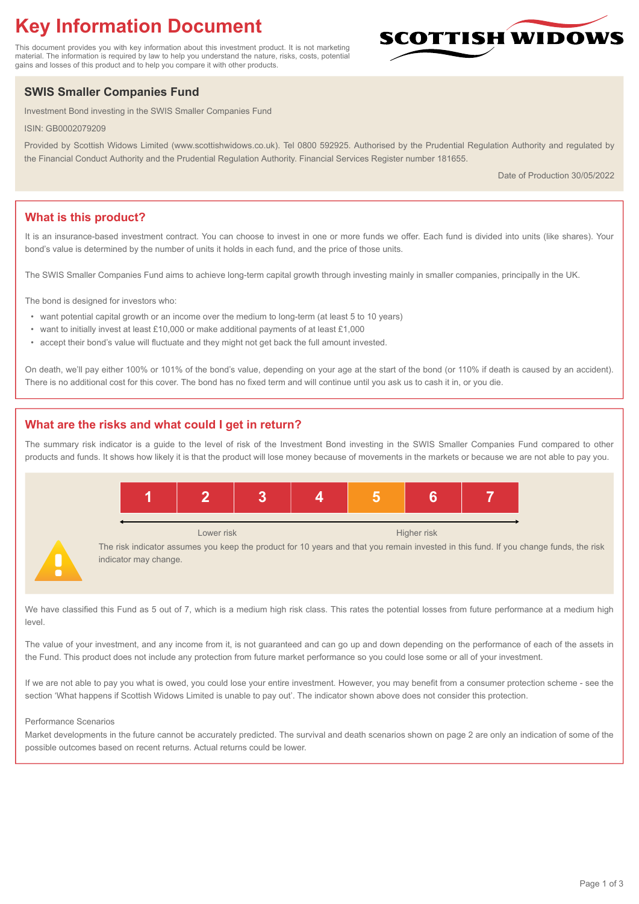# Key Information Document

This document provides you with key information about this investment product. It is not marketing material. The information is required by law to help you understand the nature, risks, costs, potential gains and losses of this product and to help you compare it with other products.

SCOTTISH WIDOWS

## SWIS Smaller Companies Fund

Investment Bond investing in the SWIS Smaller Companies Fund

ISIN: GB0002079209

Provided by Scottish Widows Limited (www.scottishwidows.co.uk). Tel 0800 592925. Authorised by the Prudential Regulation Authority and regulated by the Financial Conduct Authority and the Prudential Regulation Authority. Financial Services Register number 181655.

Date of Production 30/05/2022

## What is this product?

It is an insurance-based investment contract. You can choose to invest in one or more funds we offer. Each fund is divided into units (like shares). Your bond's value is determined by the number of units it holds in each fund, and the price of those units.

The SWIS Smaller Companies Fund aims to achieve long-term capital growth through investing mainly in smaller companies, principally in the UK.

The bond is designed for investors who:

- want potential capital growth or an income over the medium to long-term (at least 5 to 10 years)
- want to initially invest at least £10,000 or make additional payments of at least £1,000
- accept their bond's value will fluctuate and they might not get back the full amount invested.

On death, we'll pay either 100% or 101% of the bond's value, depending on your age at the start of the bond (or 110% if death is caused by an accident). There is no additional cost for this cover. The bond has no fixed term and will continue until you ask us to cash it in, or you die.

## What are the risks and what could I get in return?

The summary risk indicator is a guide to the level of risk of the Investment Bond investing in the SWIS Smaller Companies Fund compared to other products and funds. It shows how likely it is that the product will lose money because of movements in the markets or because we are not able to pay you.

| 1 | 2 | 3 | 4 | **5** | 6 | 7 |
|---|---|---|---|---|---|---|

Lower risk ← → Higher risk

The risk indicator assumes you keep the product for 10 years and that you remain invested in this fund. If you change funds, the risk indicator may change.

We have classified this Fund as 5 out of 7, which is a medium high risk class. This rates the potential losses from future performance at a medium high level.

The value of your investment, and any income from it, is not guaranteed and can go up and down depending on the performance of each of the assets in the Fund. This product does not include any protection from future market performance so you could lose some or all of your investment.

If we are not able to pay you what is owed, you could lose your entire investment. However, you may benefit from a consumer protection scheme - see the section 'What happens if Scottish Widows Limited is unable to pay out'. The indicator shown above does not consider this protection.

Performance Scenarios

Market developments in the future cannot be accurately predicted. The survival and death scenarios shown on page 2 are only an indication of some of the possible outcomes based on recent returns. Actual returns could be lower.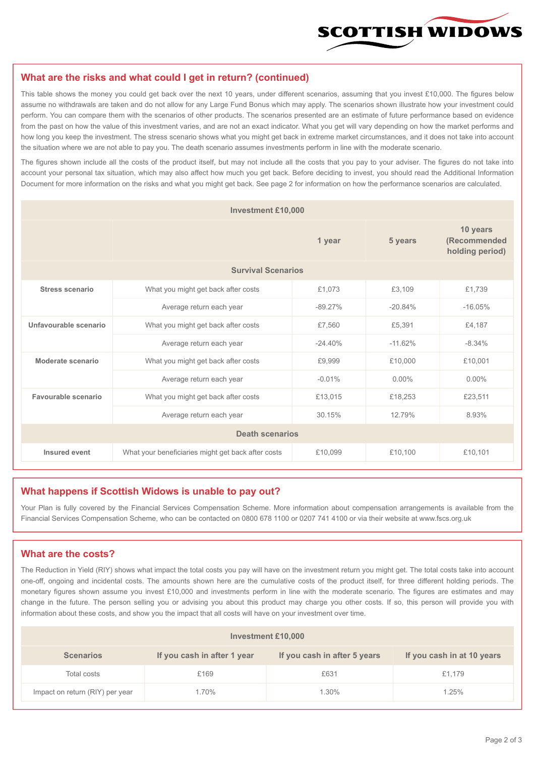## What are the risks and what could I get in return? (continued)

This table shows the money you could get back over the next 10 years, under different scenarios, assuming that you invest £10,000. The figures below assume no withdrawals are taken and do not allow for any Large Fund Bonus which may apply. The scenarios shown illustrate how your investment could perform. You can compare them with the scenarios of other products. The scenarios presented are an estimate of future performance based on evidence from the past on how the value of this investment varies, and are not an exact indicator. What you get will vary depending on how the market performs and how long you keep the investment. The stress scenario shows what you might get back in extreme market circumstances, and it does not take into account the situation where we are not able to pay you. The death scenario assumes investments perform in line with the moderate scenario.

The figures shown include all the costs of the product itself, but may not include all the costs that you pay to your adviser. The figures do not take into account your personal tax situation, which may also affect how much you get back. Before deciding to invest, you should read the Additional Information Document for more information on the risks and what you might get back. See page 2 for information on how the performance scenarios are calculated.

| Investment £10,000 | | | | |
|---|---|---|---|---|
| | | 1 year | 5 years | 10 years (Recommended holding period) |
| **Survival Scenarios** | | | | |
| **Stress scenario** | What you might get back after costs | £1,073 | £3,109 | £1,739 |
| | Average return each year | -89.27% | -20.84% | -16.05% |
| **Unfavourable scenario** | What you might get back after costs | £7,560 | £5,391 | £4,187 |
| | Average return each year | -24.40% | -11.62% | -8.34% |
| **Moderate scenario** | What you might get back after costs | £9,999 | £10,000 | £10,001 |
| | Average return each year | -0.01% | 0.00% | 0.00% |
| **Favourable scenario** | What you might get back after costs | £13,015 | £18,253 | £23,511 |
| | Average return each year | 30.15% | 12.79% | 8.93% |
| **Death scenarios** | | | | |
| **Insured event** | What your beneficiaries might get back after costs | £10,099 | £10,100 | £10,101 |

## What happens if Scottish Widows is unable to pay out?

Your Plan is fully covered by the Financial Services Compensation Scheme. More information about compensation arrangements is available from the Financial Services Compensation Scheme, who can be contacted on 0800 678 1100 or 0207 741 4100 or via their website at www.fscs.org.uk

## What are the costs?

The Reduction in Yield (RIY) shows what impact the total costs you pay will have on the investment return you might get. The total costs take into account one-off, ongoing and incidental costs. The amounts shown here are the cumulative costs of the product itself, for three different holding periods. The monetary figures shown assume you invest £10,000 and investments perform in line with the moderate scenario. The figures are estimates and may change in the future. The person selling you or advising you about this product may charge you other costs. If so, this person will provide you with information about these costs, and show you the impact that all costs will have on your investment over time.

| Investment £10,000 | | | |
|---|---|---|---|
| **Scenarios** | **If you cash in after 1 year** | **If you cash in after 5 years** | **If you cash in at 10 years** |
| Total costs | £169 | £631 | £1,179 |
| Impact on return (RIY) per year | 1.70% | 1.30% | 1.25% |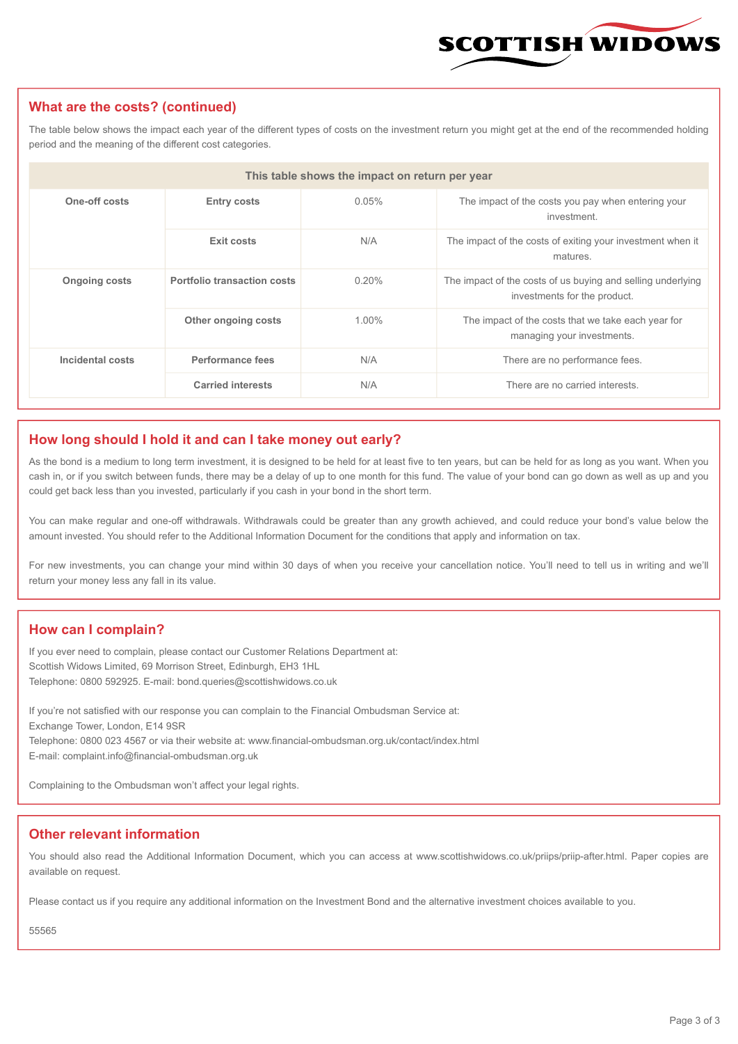## What are the costs? (continued)

The table below shows the impact each year of the different types of costs on the investment return you might get at the end of the recommended holding period and the meaning of the different cost categories.

| This table shows the impact on return per year | | | |
|---|---|---|---|
| **One-off costs** | **Entry costs** | 0.05% | The impact of the costs you pay when entering your investment. |
| | **Exit costs** | N/A | The impact of the costs of exiting your investment when it matures. |
| **Ongoing costs** | **Portfolio transaction costs** | 0.20% | The impact of the costs of us buying and selling underlying investments for the product. |
| | **Other ongoing costs** | 1.00% | The impact of the costs that we take each year for managing your investments. |
| **Incidental costs** | **Performance fees** | N/A | There are no performance fees. |
| | **Carried interests** | N/A | There are no carried interests. |

## How long should I hold it and can I take money out early?

As the bond is a medium to long term investment, it is designed to be held for at least five to ten years, but can be held for as long as you want. When you cash in, or if you switch between funds, there may be a delay of up to one month for this fund. The value of your bond can go down as well as up and you could get back less than you invested, particularly if you cash in your bond in the short term.

You can make regular and one-off withdrawals. Withdrawals could be greater than any growth achieved, and could reduce your bond's value below the amount invested. You should refer to the Additional Information Document for the conditions that apply and information on tax.

For new investments, you can change your mind within 30 days of when you receive your cancellation notice. You'll need to tell us in writing and we'll return your money less any fall in its value.

## How can I complain?

If you ever need to complain, please contact our Customer Relations Department at:
Scottish Widows Limited, 69 Morrison Street, Edinburgh, EH3 1HL
Telephone: 0800 592925. E-mail: bond.queries@scottishwidows.co.uk

If you're not satisfied with our response you can complain to the Financial Ombudsman Service at:
Exchange Tower, London, E14 9SR
Telephone: 0800 023 4567 or via their website at: www.financial-ombudsman.org.uk/contact/index.html
E-mail: complaint.info@financial-ombudsman.org.uk

Complaining to the Ombudsman won't affect your legal rights.

## Other relevant information

You should also read the Additional Information Document, which you can access at www.scottishwidows.co.uk/priips/priip-after.html. Paper copies are available on request.

Please contact us if you require any additional information on the Investment Bond and the alternative investment choices available to you.

55565